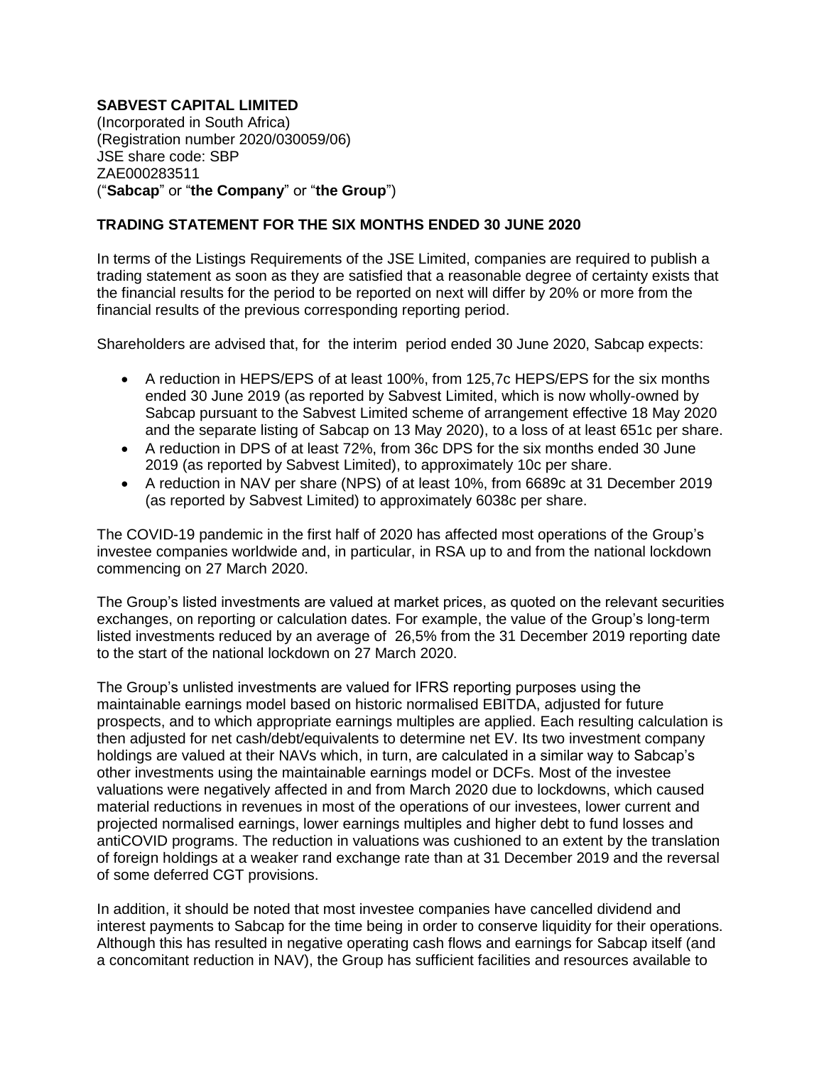**SABVEST CAPITAL LIMITED**
(Incorporated in South Africa)
(Registration number 2020/030059/06)
JSE share code: SBP
ZAE000283511
("**Sabcap**" or "**the Company**" or "**the Group**")

**TRADING STATEMENT FOR THE SIX MONTHS ENDED 30 JUNE 2020**

In terms of the Listings Requirements of the JSE Limited, companies are required to publish a trading statement as soon as they are satisfied that a reasonable degree of certainty exists that the financial results for the period to be reported on next will differ by 20% or more from the financial results of the previous corresponding reporting period.

Shareholders are advised that, for the interim period ended 30 June 2020, Sabcap expects:

- A reduction in HEPS/EPS of at least 100%, from 125,7c HEPS/EPS for the six months ended 30 June 2019 (as reported by Sabvest Limited, which is now wholly-owned by Sabcap pursuant to the Sabvest Limited scheme of arrangement effective 18 May 2020 and the separate listing of Sabcap on 13 May 2020), to a loss of at least 651c per share.
- A reduction in DPS of at least 72%, from 36c DPS for the six months ended 30 June 2019 (as reported by Sabvest Limited), to approximately 10c per share.
- A reduction in NAV per share (NPS) of at least 10%, from 6689c at 31 December 2019 (as reported by Sabvest Limited) to approximately 6038c per share.

The COVID-19 pandemic in the first half of 2020 has affected most operations of the Group's investee companies worldwide and, in particular, in RSA up to and from the national lockdown commencing on 27 March 2020.

The Group's listed investments are valued at market prices, as quoted on the relevant securities exchanges, on reporting or calculation dates. For example, the value of the Group's long-term listed investments reduced by an average of 26,5% from the 31 December 2019 reporting date to the start of the national lockdown on 27 March 2020.

The Group's unlisted investments are valued for IFRS reporting purposes using the maintainable earnings model based on historic normalised EBITDA, adjusted for future prospects, and to which appropriate earnings multiples are applied. Each resulting calculation is then adjusted for net cash/debt/equivalents to determine net EV. Its two investment company holdings are valued at their NAVs which, in turn, are calculated in a similar way to Sabcap's other investments using the maintainable earnings model or DCFs. Most of the investee valuations were negatively affected in and from March 2020 due to lockdowns, which caused material reductions in revenues in most of the operations of our investees, lower current and projected normalised earnings, lower earnings multiples and higher debt to fund losses and antiCOVID programs. The reduction in valuations was cushioned to an extent by the translation of foreign holdings at a weaker rand exchange rate than at 31 December 2019 and the reversal of some deferred CGT provisions.

In addition, it should be noted that most investee companies have cancelled dividend and interest payments to Sabcap for the time being in order to conserve liquidity for their operations. Although this has resulted in negative operating cash flows and earnings for Sabcap itself (and a concomitant reduction in NAV), the Group has sufficient facilities and resources available to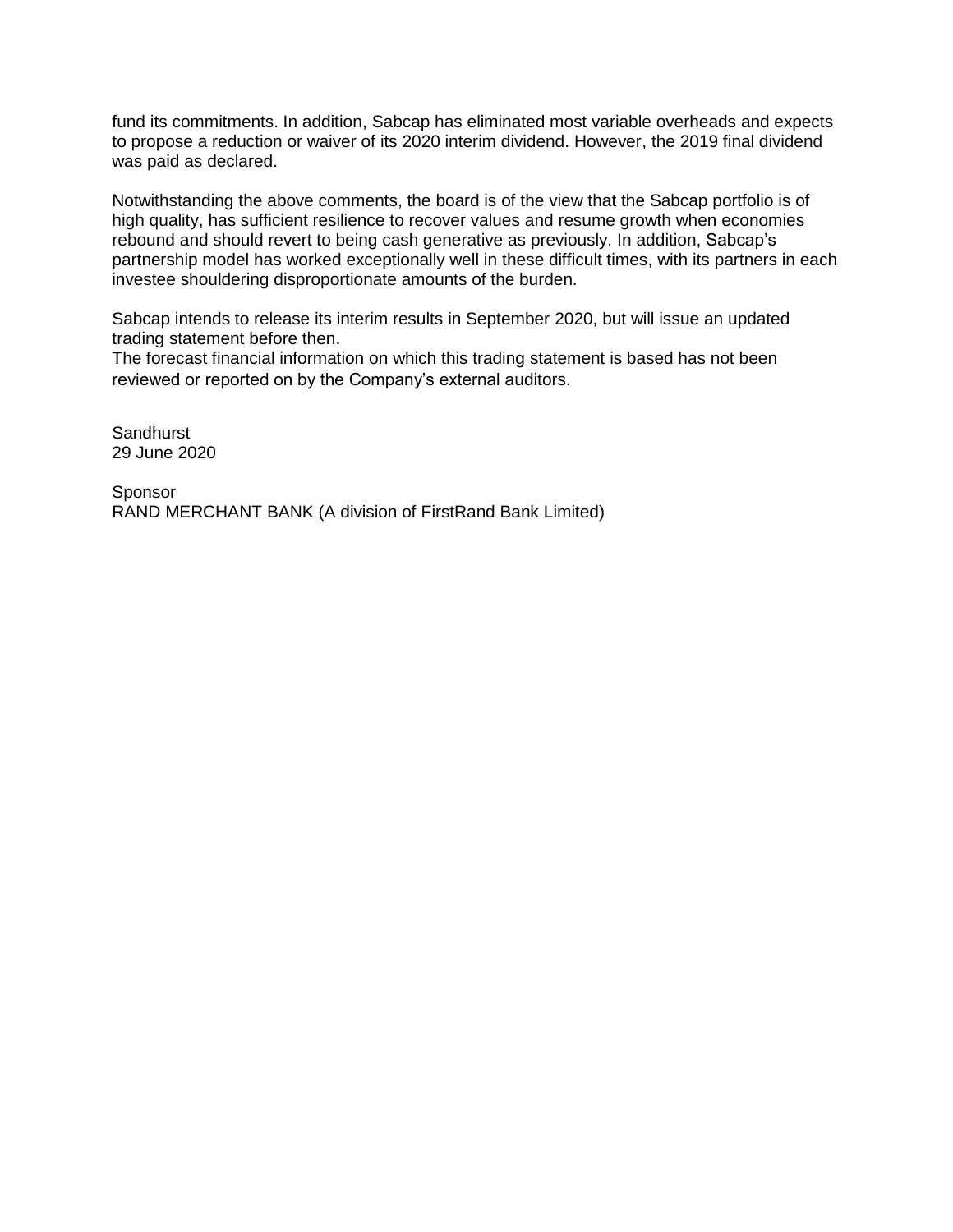fund its commitments. In addition, Sabcap has eliminated most variable overheads and expects to propose a reduction or waiver of its 2020 interim dividend. However, the 2019 final dividend was paid as declared.

Notwithstanding the above comments, the board is of the view that the Sabcap portfolio is of high quality, has sufficient resilience to recover values and resume growth when economies rebound and should revert to being cash generative as previously. In addition, Sabcap's partnership model has worked exceptionally well in these difficult times, with its partners in each investee shouldering disproportionate amounts of the burden.

Sabcap intends to release its interim results in September 2020, but will issue an updated trading statement before then.
The forecast financial information on which this trading statement is based has not been reviewed or reported on by the Company's external auditors.

Sandhurst
29 June 2020

Sponsor
RAND MERCHANT BANK (A division of FirstRand Bank Limited)